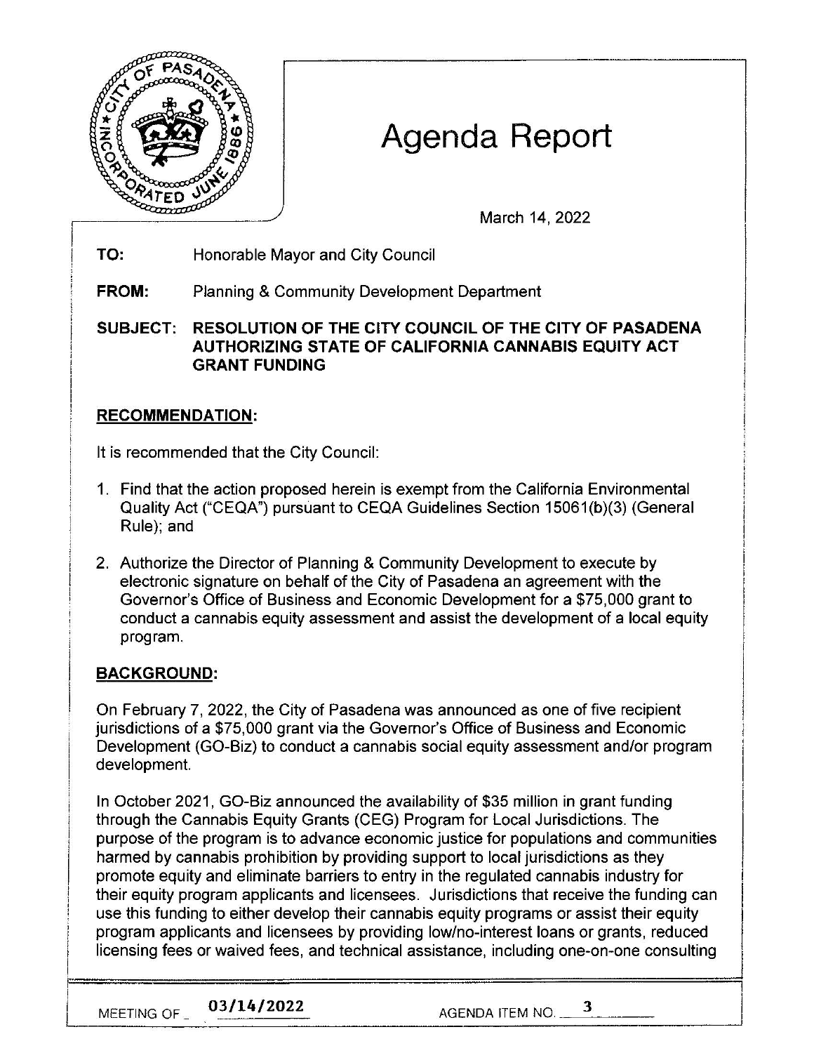# Agenda Report

March 14, 2022

**TO:** Honorable Mayor and City Council

**FROM:** Planning & Community Development Department

**SUBJECT: RESOLUTION OF THE CITY COUNCIL OF THE CITY OF PASADENA AUTHORIZING STATE OF CALIFORNIA CANNABIS EQUITY ACT GRANT FUNDING**

## RECOMMENDATION:

It is recommended that the City Council:

1. Find that the action proposed herein is exempt from the California Environmental Quality Act ("CEQA") pursuant to CEQA Guidelines Section 15061(b)(3) (General Rule); and
2. Authorize the Director of Planning & Community Development to execute by electronic signature on behalf of the City of Pasadena an agreement with the Governor's Office of Business and Economic Development for a $75,000 grant to conduct a cannabis equity assessment and assist the development of a local equity program.

## BACKGROUND:

On February 7, 2022, the City of Pasadena was announced as one of five recipient jurisdictions of a $75,000 grant via the Governor's Office of Business and Economic Development (GO-Biz) to conduct a cannabis social equity assessment and/or program development.

In October 2021, GO-Biz announced the availability of $35 million in grant funding through the Cannabis Equity Grants (CEG) Program for Local Jurisdictions. The purpose of the program is to advance economic justice for populations and communities harmed by cannabis prohibition by providing support to local jurisdictions as they promote equity and eliminate barriers to entry in the regulated cannabis industry for their equity program applicants and licensees. Jurisdictions that receive the funding can use this funding to either develop their cannabis equity programs or assist their equity program applicants and licensees by providing low/no-interest loans or grants, reduced licensing fees or waived fees, and technical assistance, including one-on-one consulting

MEETING OF 03/14/2022 AGENDA ITEM NO. 3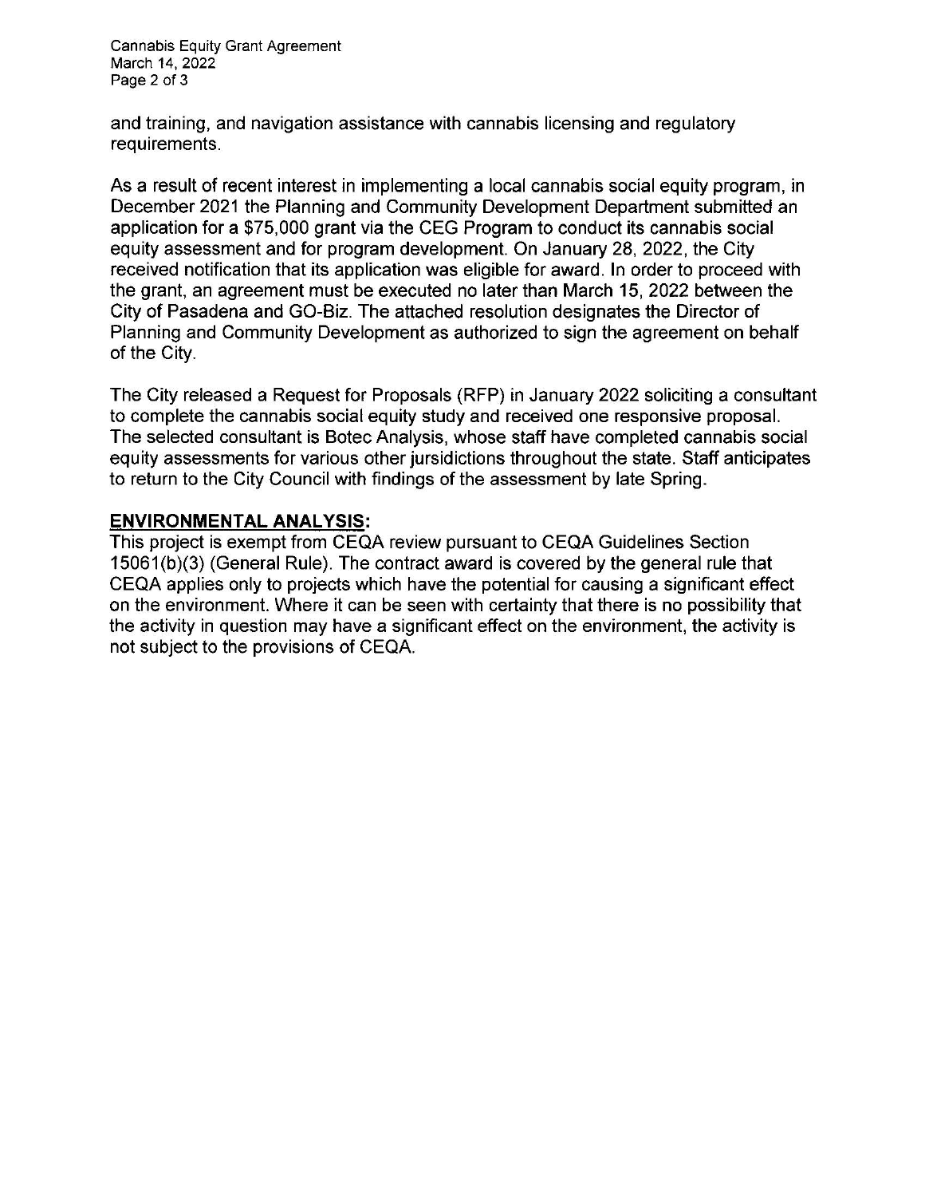and training, and navigation assistance with cannabis licensing and regulatory requirements.

As a result of recent interest in implementing a local cannabis social equity program, in December 2021 the Planning and Community Development Department submitted an application for a $75,000 grant via the CEG Program to conduct its cannabis social equity assessment and for program development. On January 28, 2022, the City received notification that its application was eligible for award. In order to proceed with the grant, an agreement must be executed no later than March 15, 2022 between the City of Pasadena and GO-Biz. The attached resolution designates the Director of Planning and Community Development as authorized to sign the agreement on behalf of the City.

The City released a Request for Proposals (RFP) in January 2022 soliciting a consultant to complete the cannabis social equity study and received one responsive proposal. The selected consultant is Botec Analysis, whose staff have completed cannabis social equity assessments for various other jursidictions throughout the state. Staff anticipates to return to the City Council with findings of the assessment by late Spring.

## ENVIRONMENTAL ANALYSIS:

This project is exempt from CEQA review pursuant to CEQA Guidelines Section 15061(b)(3) (General Rule). The contract award is covered by the general rule that CEQA applies only to projects which have the potential for causing a significant effect on the environment. Where it can be seen with certainty that there is no possibility that the activity in question may have a significant effect on the environment, the activity is not subject to the provisions of CEQA.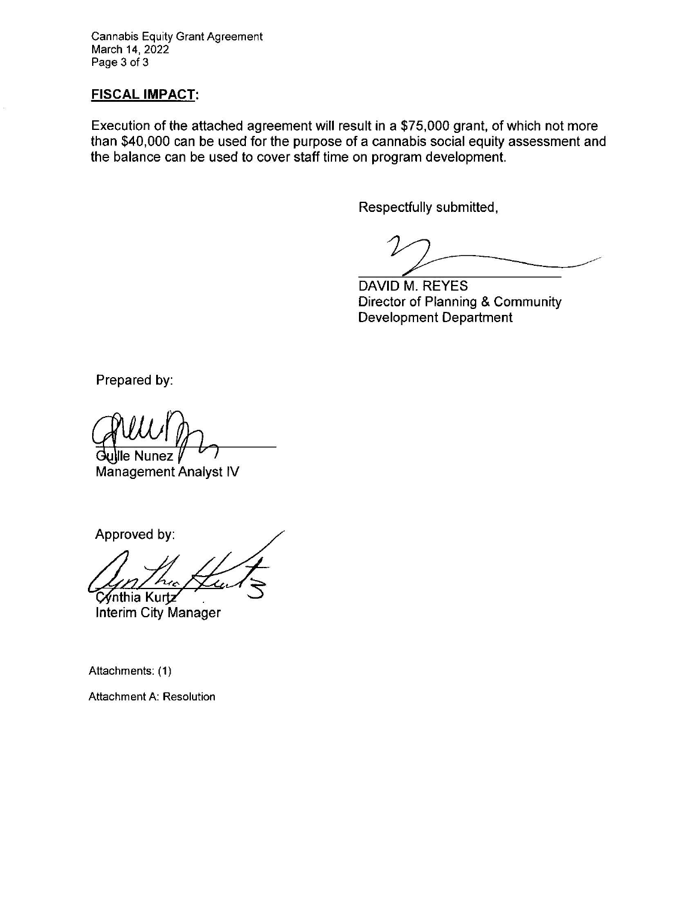**FISCAL IMPACT:**

Execution of the attached agreement will result in a $75,000 grant, of which not more than $40,000 can be used for the purpose of a cannabis social equity assessment and the balance can be used to cover staff time on program development.

Respectfully submitted,

DAVID M. REYES
Director of Planning & Community Development Department

Prepared by:

Gulle Nunez
Management Analyst IV

Approved by:

Cynthia Kurtz
Interim City Manager

Attachments: (1)

Attachment A: Resolution